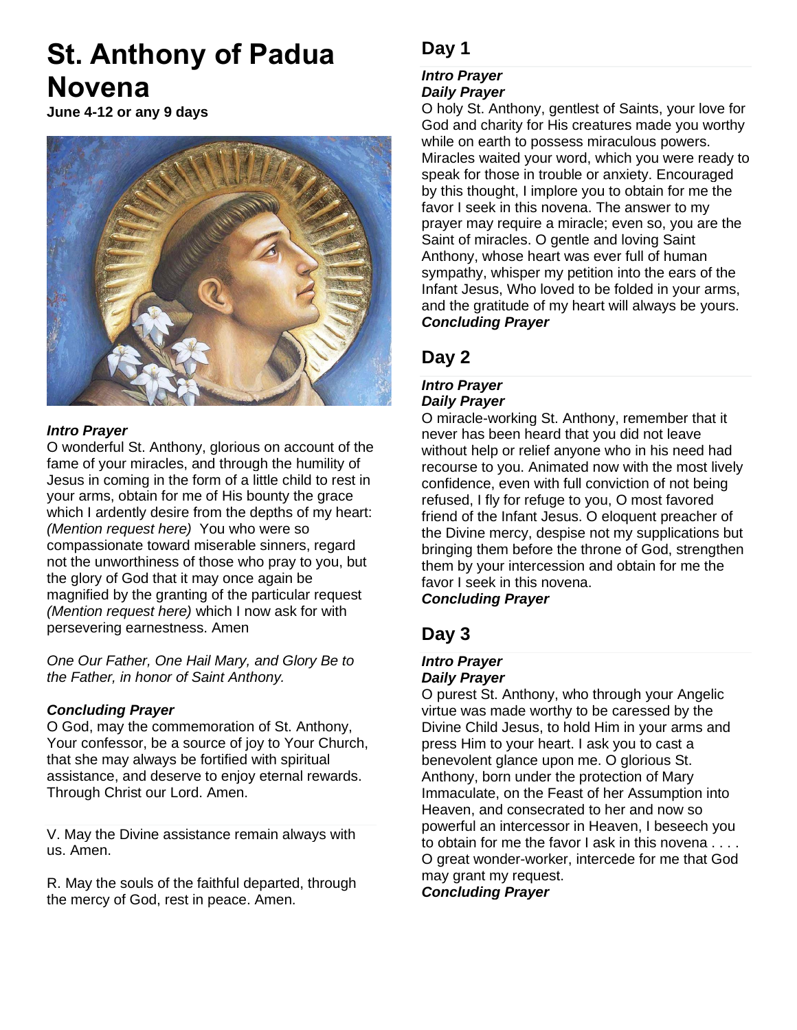# St. Anthony of Padua Novena

**June 4-12 or any 9 days**

***Intro Prayer***

O wonderful St. Anthony, glorious on account of the fame of your miracles, and through the humility of Jesus in coming in the form of a little child to rest in your arms, obtain for me of His bounty the grace which I ardently desire from the depths of my heart: *(Mention request here)* You who were so compassionate toward miserable sinners, regard not the unworthiness of those who pray to you, but the glory of God that it may once again be magnified by the granting of the particular request *(Mention request here)* which I now ask for with persevering earnestness. Amen

*One Our Father, One Hail Mary, and Glory Be to the Father, in honor of Saint Anthony.*

***Concluding Prayer***

O God, may the commemoration of St. Anthony, Your confessor, be a source of joy to Your Church, that she may always be fortified with spiritual assistance, and deserve to enjoy eternal rewards. Through Christ our Lord. Amen.

---

V. May the Divine assistance remain always with us. Amen.

R. May the souls of the faithful departed, through the mercy of God, rest in peace. Amen.

## Day 1

***Intro Prayer***
***Daily Prayer***

O holy St. Anthony, gentlest of Saints, your love for God and charity for His creatures made you worthy while on earth to possess miraculous powers. Miracles waited your word, which you were ready to speak for those in trouble or anxiety. Encouraged by this thought, I implore you to obtain for me the favor I seek in this novena. The answer to my prayer may require a miracle; even so, you are the Saint of miracles. O gentle and loving Saint Anthony, whose heart was ever full of human sympathy, whisper my petition into the ears of the Infant Jesus, Who loved to be folded in your arms, and the gratitude of my heart will always be yours.

***Concluding Prayer***

## Day 2

***Intro Prayer***
***Daily Prayer***

O miracle-working St. Anthony, remember that it never has been heard that you did not leave without help or relief anyone who in his need had recourse to you. Animated now with the most lively confidence, even with full conviction of not being refused, I fly for refuge to you, O most favored friend of the Infant Jesus. O eloquent preacher of the Divine mercy, despise not my supplications but bringing them before the throne of God, strengthen them by your intercession and obtain for me the favor I seek in this novena.

***Concluding Prayer***

## Day 3

***Intro Prayer***
***Daily Prayer***

O purest St. Anthony, who through your Angelic virtue was made worthy to be caressed by the Divine Child Jesus, to hold Him in your arms and press Him to your heart. I ask you to cast a benevolent glance upon me. O glorious St. Anthony, born under the protection of Mary Immaculate, on the Feast of her Assumption into Heaven, and consecrated to her and now so powerful an intercessor in Heaven, I beseech you to obtain for me the favor I ask in this novena . . . . O great wonder-worker, intercede for me that God may grant my request.

***Concluding Prayer***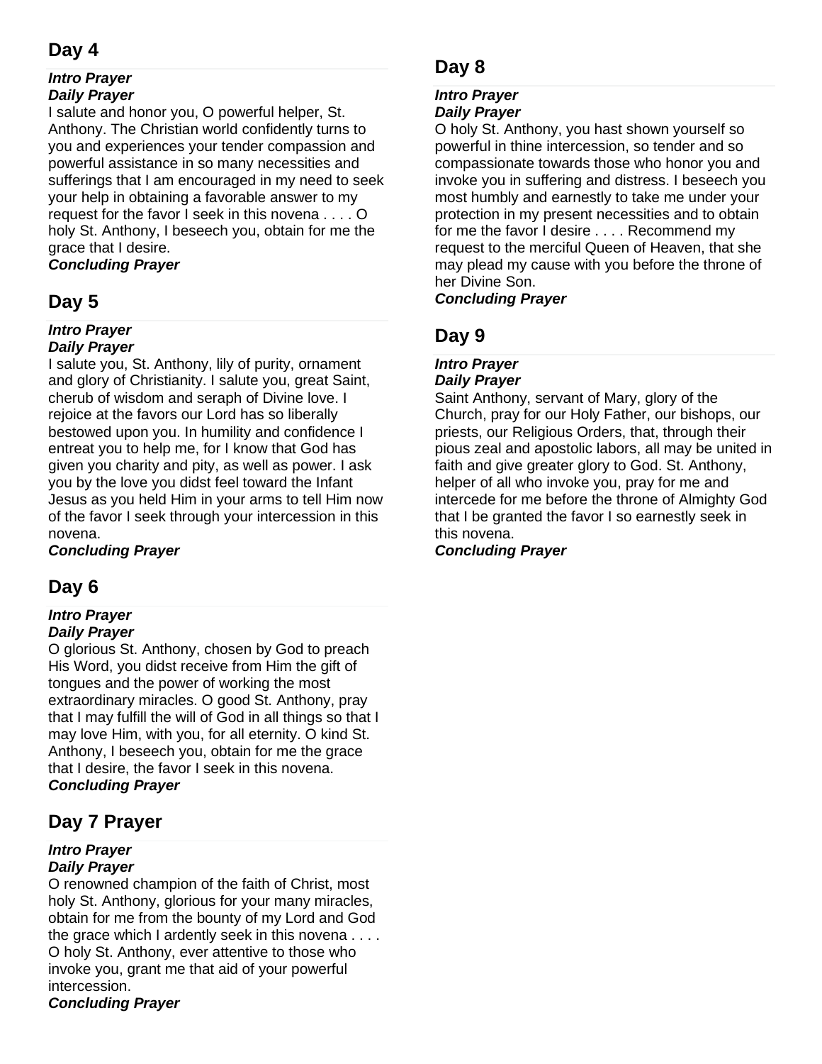## Day 4

***Intro Prayer***
***Daily Prayer***
I salute and honor you, O powerful helper, St. Anthony. The Christian world confidently turns to you and experiences your tender compassion and powerful assistance in so many necessities and sufferings that I am encouraged in my need to seek your help in obtaining a favorable answer to my request for the favor I seek in this novena . . . . O holy St. Anthony, I beseech you, obtain for me the grace that I desire.
***Concluding Prayer***

## Day 5

***Intro Prayer***
***Daily Prayer***
I salute you, St. Anthony, lily of purity, ornament and glory of Christianity. I salute you, great Saint, cherub of wisdom and seraph of Divine love. I rejoice at the favors our Lord has so liberally bestowed upon you. In humility and confidence I entreat you to help me, for I know that God has given you charity and pity, as well as power. I ask you by the love you didst feel toward the Infant Jesus as you held Him in your arms to tell Him now of the favor I seek through your intercession in this novena.
***Concluding Prayer***

## Day 6

***Intro Prayer***
***Daily Prayer***
O glorious St. Anthony, chosen by God to preach His Word, you didst receive from Him the gift of tongues and the power of working the most extraordinary miracles. O good St. Anthony, pray that I may fulfill the will of God in all things so that I may love Him, with you, for all eternity. O kind St. Anthony, I beseech you, obtain for me the grace that I desire, the favor I seek in this novena.
***Concluding Prayer***

## Day 7 Prayer

***Intro Prayer***
***Daily Prayer***
O renowned champion of the faith of Christ, most holy St. Anthony, glorious for your many miracles, obtain for me from the bounty of my Lord and God the grace which I ardently seek in this novena . . . . O holy St. Anthony, ever attentive to those who invoke you, grant me that aid of your powerful intercession.
***Concluding Prayer***

## Day 8

***Intro Prayer***
***Daily Prayer***
O holy St. Anthony, you hast shown yourself so powerful in thine intercession, so tender and so compassionate towards those who honor you and invoke you in suffering and distress. I beseech you most humbly and earnestly to take me under your protection in my present necessities and to obtain for me the favor I desire . . . . Recommend my request to the merciful Queen of Heaven, that she may plead my cause with you before the throne of her Divine Son.
***Concluding Prayer***

## Day 9

***Intro Prayer***
***Daily Prayer***
Saint Anthony, servant of Mary, glory of the Church, pray for our Holy Father, our bishops, our priests, our Religious Orders, that, through their pious zeal and apostolic labors, all may be united in faith and give greater glory to God. St. Anthony, helper of all who invoke you, pray for me and intercede for me before the throne of Almighty God that I be granted the favor I so earnestly seek in this novena.
***Concluding Prayer***